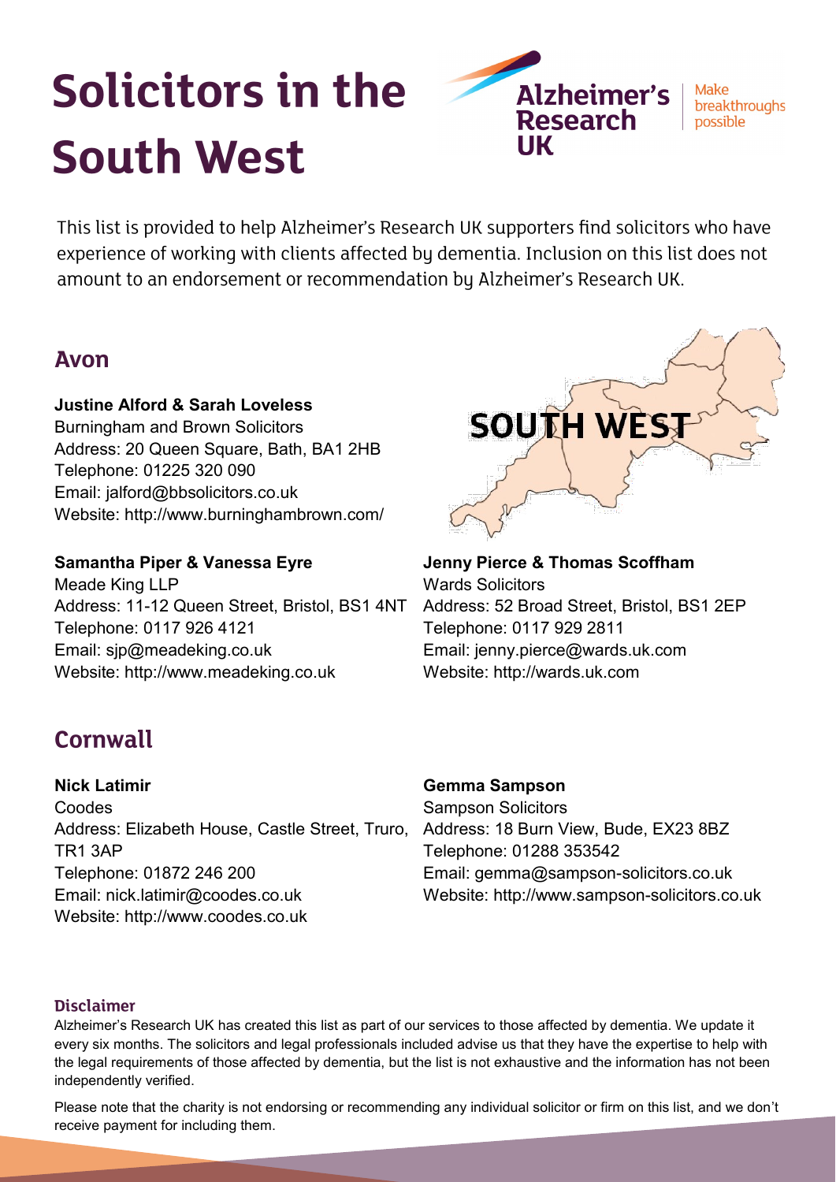# Solicitors in the South West

This list is provided to help Alzheimer's Research UK supporters find solicitors who have experience of working with clients affected by dementia. Inclusion on this list does not amount to an endorsement or recommendation by Alzheimer's Research UK.

## Avon

**Justine Alford & Sarah Loveless**
Burningham and Brown Solicitors
Address: 20 Queen Square, Bath, BA1 2HB
Telephone: 01225 320 090
Email: jalford@bbsolicitors.co.uk
Website: http://www.burninghambrown.com/

**Samantha Piper & Vanessa Eyre**
Meade King LLP
Address: 11-12 Queen Street, Bristol, BS1 4NT
Telephone: 0117 926 4121
Email: sjp@meadeking.co.uk
Website: http://www.meadeking.co.uk

**Jenny Pierce & Thomas Scoffham**
Wards Solicitors
Address: 52 Broad Street, Bristol, BS1 2EP
Telephone: 0117 929 2811
Email: jenny.pierce@wards.uk.com
Website: http://wards.uk.com

## Cornwall

**Nick Latimir**
Coodes
Address: Elizabeth House, Castle Street, Truro, TR1 3AP
Telephone: 01872 246 200
Email: nick.latimir@coodes.co.uk
Website: http://www.coodes.co.uk

**Gemma Sampson**
Sampson Solicitors
Address: 18 Burn View, Bude, EX23 8BZ
Telephone: 01288 353542
Email: gemma@sampson-solicitors.co.uk
Website: http://www.sampson-solicitors.co.uk

### Disclaimer

Alzheimer's Research UK has created this list as part of our services to those affected by dementia. We update it every six months. The solicitors and legal professionals included advise us that they have the expertise to help with the legal requirements of those affected by dementia, but the list is not exhaustive and the information has not been independently verified.

Please note that the charity is not endorsing or recommending any individual solicitor or firm on this list, and we don't receive payment for including them.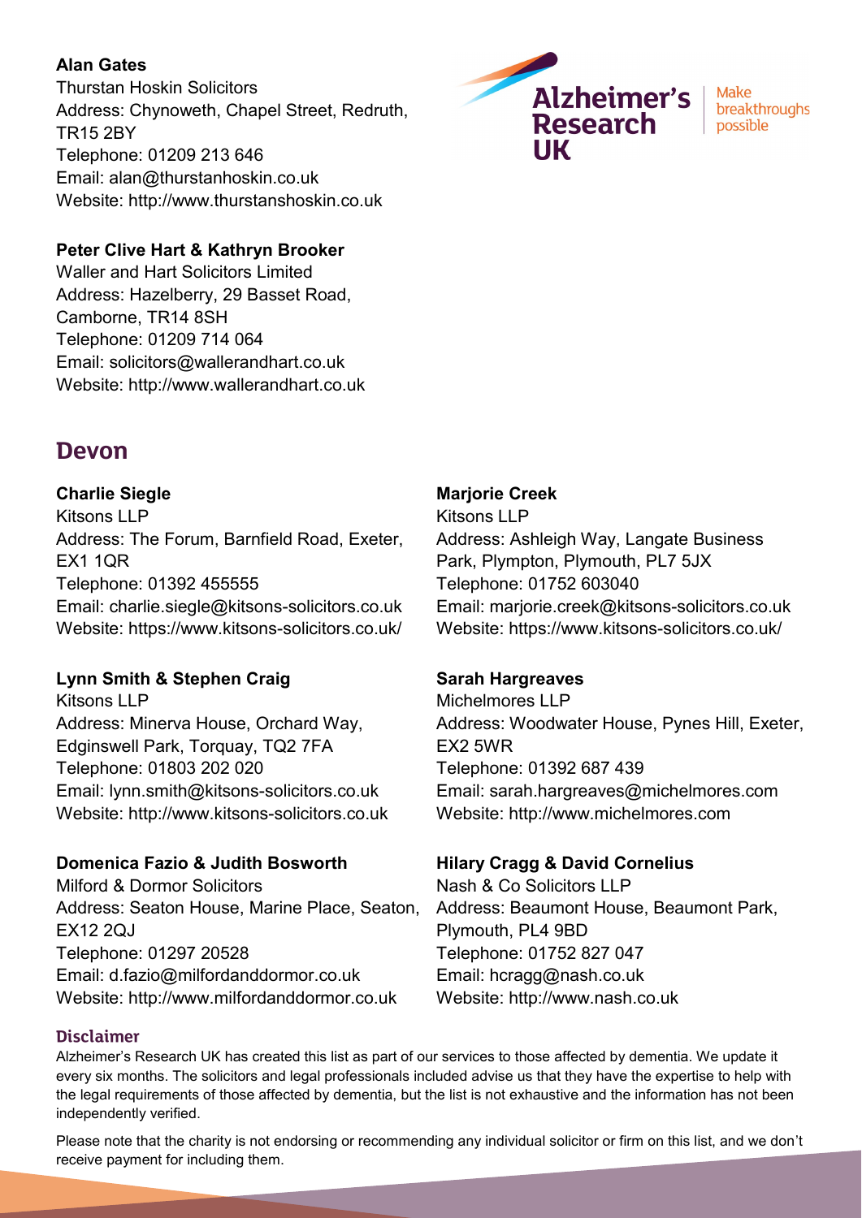**Alan Gates**
Thurstan Hoskin Solicitors
Address: Chynoweth, Chapel Street, Redruth, TR15 2BY
Telephone: 01209 213 646
Email: alan@thurstanhoskin.co.uk
Website: http://www.thurstanshoskin.co.uk

**Peter Clive Hart & Kathryn Brooker**
Waller and Hart Solicitors Limited
Address: Hazelberry, 29 Basset Road, Camborne, TR14 8SH
Telephone: 01209 714 064
Email: solicitors@wallerandhart.co.uk
Website: http://www.wallerandhart.co.uk

## Devon

**Charlie Siegle**
Kitsons LLP
Address: The Forum, Barnfield Road, Exeter, EX1 1QR
Telephone: 01392 455555
Email: charlie.siegle@kitsons-solicitors.co.uk
Website: https://www.kitsons-solicitors.co.uk/

**Lynn Smith & Stephen Craig**
Kitsons LLP
Address: Minerva House, Orchard Way, Edginswell Park, Torquay, TQ2 7FA
Telephone: 01803 202 020
Email: lynn.smith@kitsons-solicitors.co.uk
Website: http://www.kitsons-solicitors.co.uk

**Domenica Fazio & Judith Bosworth**
Milford & Dormor Solicitors
Address: Seaton House, Marine Place, Seaton, EX12 2QJ
Telephone: 01297 20528
Email: d.fazio@milfordanddormor.co.uk
Website: http://www.milfordanddormor.co.uk

**Marjorie Creek**
Kitsons LLP
Address: Ashleigh Way, Langate Business Park, Plympton, Plymouth, PL7 5JX
Telephone: 01752 603040
Email: marjorie.creek@kitsons-solicitors.co.uk
Website: https://www.kitsons-solicitors.co.uk/

**Sarah Hargreaves**
Michelmores LLP
Address: Woodwater House, Pynes Hill, Exeter, EX2 5WR
Telephone: 01392 687 439
Email: sarah.hargreaves@michelmores.com
Website: http://www.michelmores.com

**Hilary Cragg & David Cornelius**
Nash & Co Solicitors LLP
Address: Beaumont House, Beaumont Park, Plymouth, PL4 9BD
Telephone: 01752 827 047
Email: hcragg@nash.co.uk
Website: http://www.nash.co.uk

### Disclaimer

Alzheimer's Research UK has created this list as part of our services to those affected by dementia. We update it every six months. The solicitors and legal professionals included advise us that they have the expertise to help with the legal requirements of those affected by dementia, but the list is not exhaustive and the information has not been independently verified.

Please note that the charity is not endorsing or recommending any individual solicitor or firm on this list, and we don't receive payment for including them.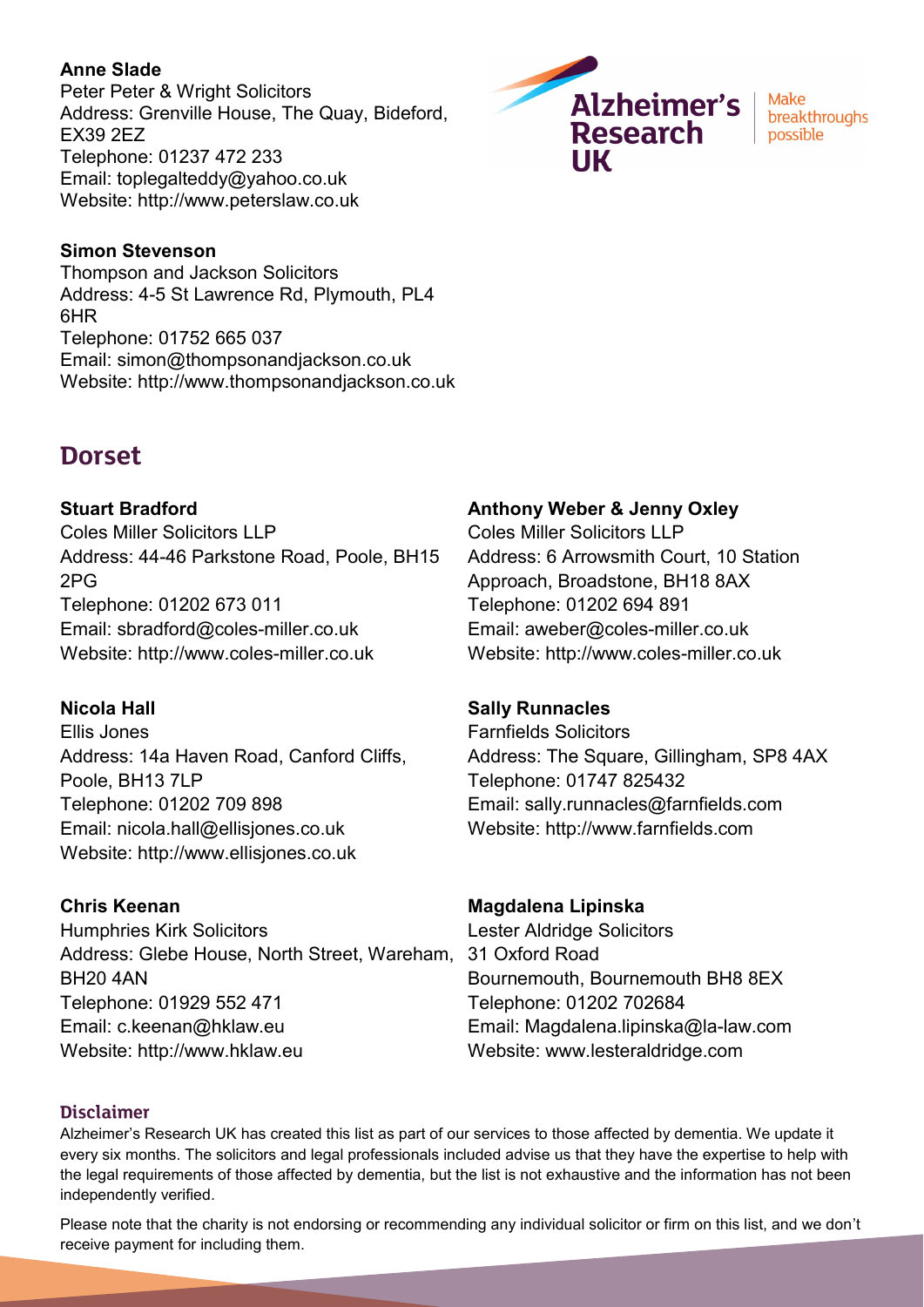**Anne Slade**
Peter Peter & Wright Solicitors
Address: Grenville House, The Quay, Bideford, EX39 2EZ
Telephone: 01237 472 233
Email: toplegalteddy@yahoo.co.uk
Website: http://www.peterslaw.co.uk

**Simon Stevenson**
Thompson and Jackson Solicitors
Address: 4-5 St Lawrence Rd, Plymouth, PL4 6HR
Telephone: 01752 665 037
Email: simon@thompsonandjackson.co.uk
Website: http://www.thompsonandjackson.co.uk

## Dorset

**Stuart Bradford**
Coles Miller Solicitors LLP
Address: 44-46 Parkstone Road, Poole, BH15 2PG
Telephone: 01202 673 011
Email: sbradford@coles-miller.co.uk
Website: http://www.coles-miller.co.uk

**Nicola Hall**
Ellis Jones
Address: 14a Haven Road, Canford Cliffs, Poole, BH13 7LP
Telephone: 01202 709 898
Email: nicola.hall@ellisjones.co.uk
Website: http://www.ellisjones.co.uk

**Chris Keenan**
Humphries Kirk Solicitors
Address: Glebe House, North Street, Wareham, BH20 4AN
Telephone: 01929 552 471
Email: c.keenan@hklaw.eu
Website: http://www.hklaw.eu

**Anthony Weber & Jenny Oxley**
Coles Miller Solicitors LLP
Address: 6 Arrowsmith Court, 10 Station Approach, Broadstone, BH18 8AX
Telephone: 01202 694 891
Email: aweber@coles-miller.co.uk
Website: http://www.coles-miller.co.uk

**Sally Runnacles**
Farnfields Solicitors
Address: The Square, Gillingham, SP8 4AX
Telephone: 01747 825432
Email: sally.runnacles@farnfields.com
Website: http://www.farnfields.com

**Magdalena Lipinska**
Lester Aldridge Solicitors
31 Oxford Road
Bournemouth, Bournemouth BH8 8EX
Telephone: 01202 702684
Email: Magdalena.lipinska@la-law.com
Website: www.lesteraldridge.com

### Disclaimer

Alzheimer's Research UK has created this list as part of our services to those affected by dementia. We update it every six months. The solicitors and legal professionals included advise us that they have the expertise to help with the legal requirements of those affected by dementia, but the list is not exhaustive and the information has not been independently verified.

Please note that the charity is not endorsing or recommending any individual solicitor or firm on this list, and we don't receive payment for including them.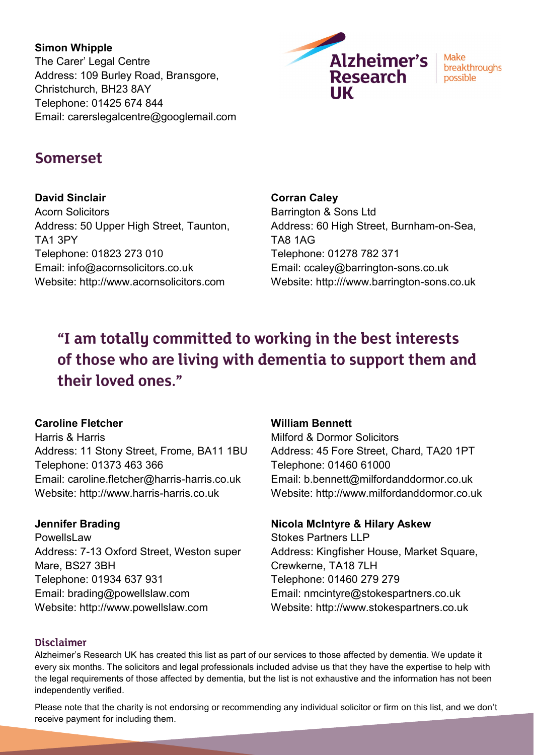**Simon Whipple**
The Carer' Legal Centre
Address: 109 Burley Road, Bransgore, Christchurch, BH23 8AY
Telephone: 01425 674 844
Email: carerslegalcentre@googlemail.com

## Somerset

**David Sinclair**
Acorn Solicitors
Address: 50 Upper High Street, Taunton, TA1 3PY
Telephone: 01823 273 010
Email: info@acornsolicitors.co.uk
Website: http://www.acornsolicitors.com

**Corran Caley**
Barrington & Sons Ltd
Address: 60 High Street, Burnham-on-Sea, TA8 1AG
Telephone: 01278 782 371
Email: ccaley@barrington-sons.co.uk
Website: http:///www.barrington-sons.co.uk

> "I am totally committed to working in the best interests of those who are living with dementia to support them and their loved ones."

**Caroline Fletcher**
Harris & Harris
Address: 11 Stony Street, Frome, BA11 1BU
Telephone: 01373 463 366
Email: caroline.fletcher@harris-harris.co.uk
Website: http://www.harris-harris.co.uk

**Jennifer Brading**
PowellsLaw
Address: 7-13 Oxford Street, Weston super Mare, BS27 3BH
Telephone: 01934 637 931
Email: brading@powellslaw.com
Website: http://www.powellslaw.com

**William Bennett**
Milford & Dormor Solicitors
Address: 45 Fore Street, Chard, TA20 1PT
Telephone: 01460 61000
Email: b.bennett@milfordanddormor.co.uk
Website: http://www.milfordanddormor.co.uk

**Nicola McIntyre & Hilary Askew**
Stokes Partners LLP
Address: Kingfisher House, Market Square, Crewkerne, TA18 7LH
Telephone: 01460 279 279
Email: nmcintyre@stokespartners.co.uk
Website: http://www.stokespartners.co.uk

### Disclaimer

Alzheimer's Research UK has created this list as part of our services to those affected by dementia. We update it every six months. The solicitors and legal professionals included advise us that they have the expertise to help with the legal requirements of those affected by dementia, but the list is not exhaustive and the information has not been independently verified.

Please note that the charity is not endorsing or recommending any individual solicitor or firm on this list, and we don't receive payment for including them.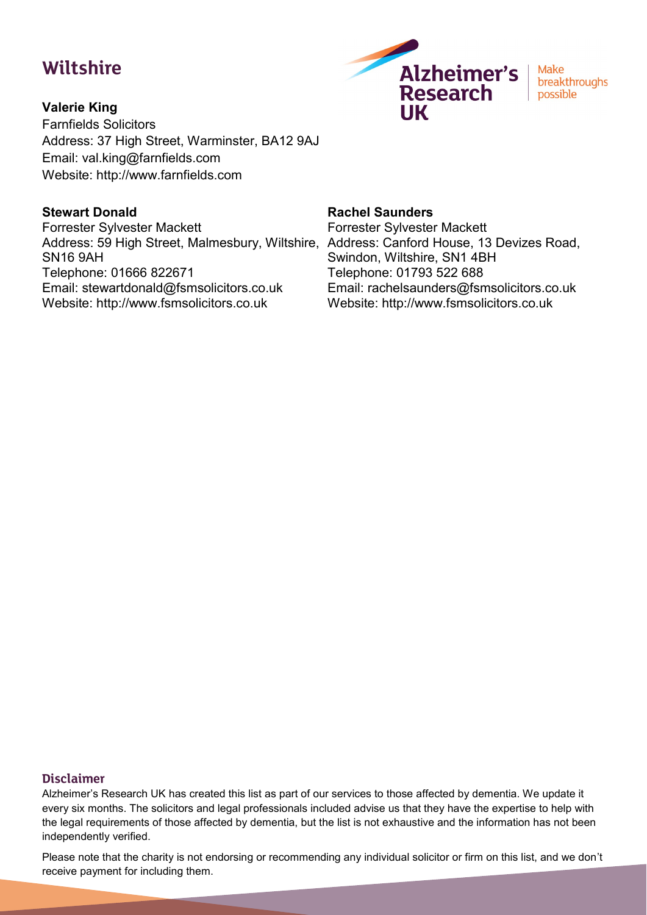## Wiltshire

**Valerie King**
Farnfields Solicitors
Address: 37 High Street, Warminster, BA12 9AJ
Email: val.king@farnfields.com
Website: http://www.farnfields.com

**Stewart Donald**
Forrester Sylvester Mackett
Address: 59 High Street, Malmesbury, Wiltshire, SN16 9AH
Telephone: 01666 822671
Email: stewartdonald@fsmsolicitors.co.uk
Website: http://www.fsmsolicitors.co.uk

**Rachel Saunders**
Forrester Sylvester Mackett
Address: Canford House, 13 Devizes Road, Swindon, Wiltshire, SN1 4BH
Telephone: 01793 522 688
Email: rachelsaunders@fsmsolicitors.co.uk
Website: http://www.fsmsolicitors.co.uk

### Disclaimer

Alzheimer's Research UK has created this list as part of our services to those affected by dementia. We update it every six months. The solicitors and legal professionals included advise us that they have the expertise to help with the legal requirements of those affected by dementia, but the list is not exhaustive and the information has not been independently verified.

Please note that the charity is not endorsing or recommending any individual solicitor or firm on this list, and we don't receive payment for including them.